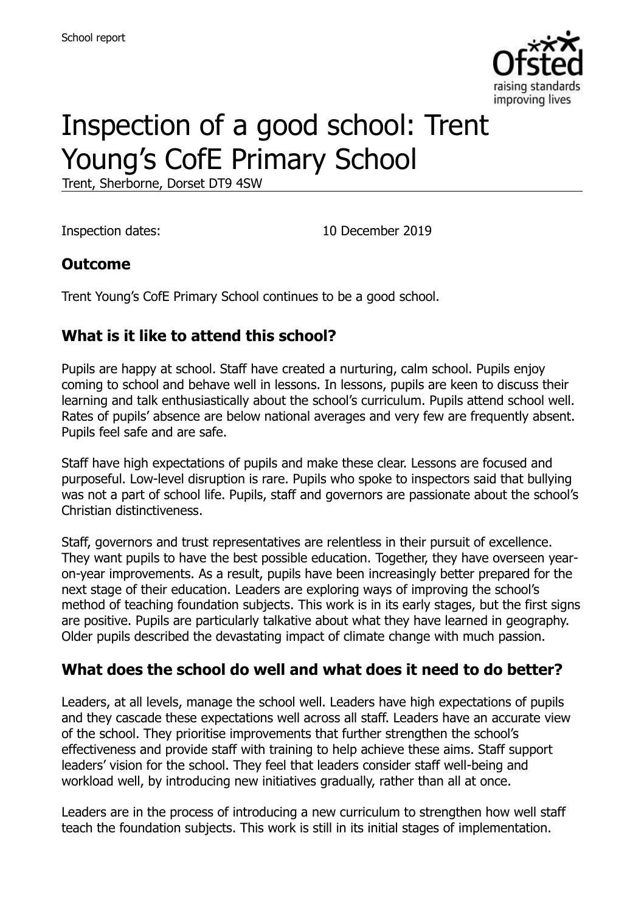School report

# Inspection of a good school: Trent Young's CofE Primary School

Trent, Sherborne, Dorset DT9 4SW

Inspection dates: 10 December 2019

## Outcome

Trent Young's CofE Primary School continues to be a good school.

## What is it like to attend this school?

Pupils are happy at school. Staff have created a nurturing, calm school. Pupils enjoy coming to school and behave well in lessons. In lessons, pupils are keen to discuss their learning and talk enthusiastically about the school's curriculum. Pupils attend school well. Rates of pupils' absence are below national averages and very few are frequently absent. Pupils feel safe and are safe.

Staff have high expectations of pupils and make these clear. Lessons are focused and purposeful. Low-level disruption is rare. Pupils who spoke to inspectors said that bullying was not a part of school life. Pupils, staff and governors are passionate about the school's Christian distinctiveness.

Staff, governors and trust representatives are relentless in their pursuit of excellence. They want pupils to have the best possible education. Together, they have overseen year-on-year improvements. As a result, pupils have been increasingly better prepared for the next stage of their education. Leaders are exploring ways of improving the school's method of teaching foundation subjects. This work is in its early stages, but the first signs are positive. Pupils are particularly talkative about what they have learned in geography. Older pupils described the devastating impact of climate change with much passion.

## What does the school do well and what does it need to do better?

Leaders, at all levels, manage the school well. Leaders have high expectations of pupils and they cascade these expectations well across all staff. Leaders have an accurate view of the school. They prioritise improvements that further strengthen the school's effectiveness and provide staff with training to help achieve these aims. Staff support leaders' vision for the school. They feel that leaders consider staff well-being and workload well, by introducing new initiatives gradually, rather than all at once.

Leaders are in the process of introducing a new curriculum to strengthen how well staff teach the foundation subjects. This work is still in its initial stages of implementation.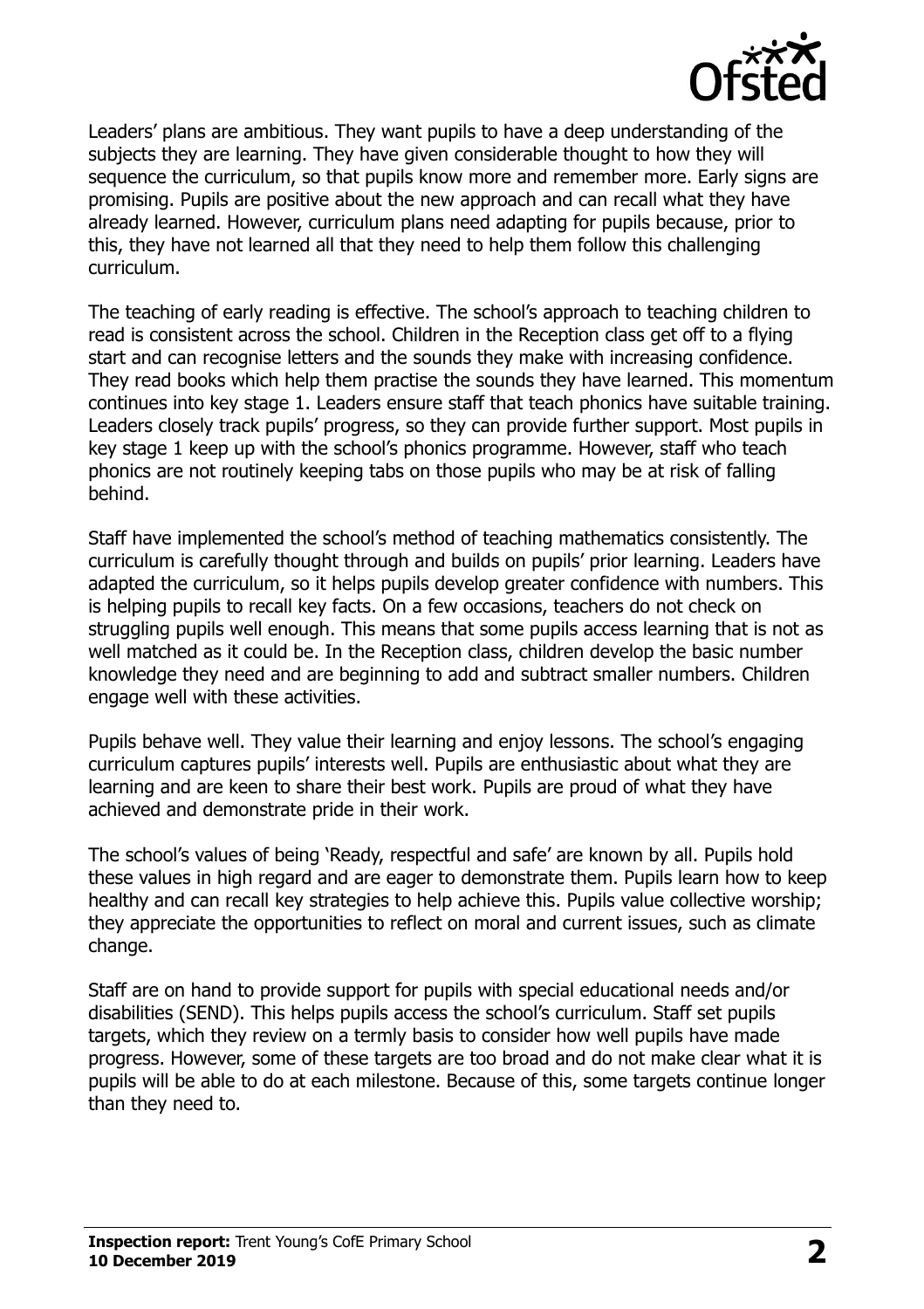Leaders' plans are ambitious. They want pupils to have a deep understanding of the subjects they are learning. They have given considerable thought to how they will sequence the curriculum, so that pupils know more and remember more. Early signs are promising. Pupils are positive about the new approach and can recall what they have already learned. However, curriculum plans need adapting for pupils because, prior to this, they have not learned all that they need to help them follow this challenging curriculum.

The teaching of early reading is effective. The school's approach to teaching children to read is consistent across the school. Children in the Reception class get off to a flying start and can recognise letters and the sounds they make with increasing confidence. They read books which help them practise the sounds they have learned. This momentum continues into key stage 1. Leaders ensure staff that teach phonics have suitable training. Leaders closely track pupils' progress, so they can provide further support. Most pupils in key stage 1 keep up with the school's phonics programme. However, staff who teach phonics are not routinely keeping tabs on those pupils who may be at risk of falling behind.

Staff have implemented the school's method of teaching mathematics consistently. The curriculum is carefully thought through and builds on pupils' prior learning. Leaders have adapted the curriculum, so it helps pupils develop greater confidence with numbers. This is helping pupils to recall key facts. On a few occasions, teachers do not check on struggling pupils well enough. This means that some pupils access learning that is not as well matched as it could be. In the Reception class, children develop the basic number knowledge they need and are beginning to add and subtract smaller numbers. Children engage well with these activities.

Pupils behave well. They value their learning and enjoy lessons. The school's engaging curriculum captures pupils' interests well. Pupils are enthusiastic about what they are learning and are keen to share their best work. Pupils are proud of what they have achieved and demonstrate pride in their work.

The school's values of being 'Ready, respectful and safe' are known by all. Pupils hold these values in high regard and are eager to demonstrate them. Pupils learn how to keep healthy and can recall key strategies to help achieve this. Pupils value collective worship; they appreciate the opportunities to reflect on moral and current issues, such as climate change.

Staff are on hand to provide support for pupils with special educational needs and/or disabilities (SEND). This helps pupils access the school's curriculum. Staff set pupils targets, which they review on a termly basis to consider how well pupils have made progress. However, some of these targets are too broad and do not make clear what it is pupils will be able to do at each milestone. Because of this, some targets continue longer than they need to.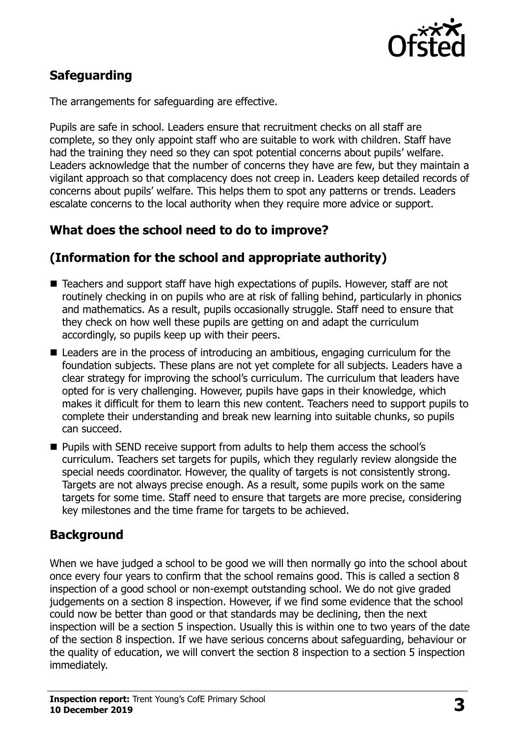## Safeguarding

The arrangements for safeguarding are effective.

Pupils are safe in school. Leaders ensure that recruitment checks on all staff are complete, so they only appoint staff who are suitable to work with children. Staff have had the training they need so they can spot potential concerns about pupils' welfare. Leaders acknowledge that the number of concerns they have are few, but they maintain a vigilant approach so that complacency does not creep in. Leaders keep detailed records of concerns about pupils' welfare. This helps them to spot any patterns or trends. Leaders escalate concerns to the local authority when they require more advice or support.

## What does the school need to do to improve?

## (Information for the school and appropriate authority)

- Teachers and support staff have high expectations of pupils. However, staff are not routinely checking in on pupils who are at risk of falling behind, particularly in phonics and mathematics. As a result, pupils occasionally struggle. Staff need to ensure that they check on how well these pupils are getting on and adapt the curriculum accordingly, so pupils keep up with their peers.
- Leaders are in the process of introducing an ambitious, engaging curriculum for the foundation subjects. These plans are not yet complete for all subjects. Leaders have a clear strategy for improving the school's curriculum. The curriculum that leaders have opted for is very challenging. However, pupils have gaps in their knowledge, which makes it difficult for them to learn this new content. Teachers need to support pupils to complete their understanding and break new learning into suitable chunks, so pupils can succeed.
- Pupils with SEND receive support from adults to help them access the school's curriculum. Teachers set targets for pupils, which they regularly review alongside the special needs coordinator. However, the quality of targets is not consistently strong. Targets are not always precise enough. As a result, some pupils work on the same targets for some time. Staff need to ensure that targets are more precise, considering key milestones and the time frame for targets to be achieved.

## Background

When we have judged a school to be good we will then normally go into the school about once every four years to confirm that the school remains good. This is called a section 8 inspection of a good school or non-exempt outstanding school. We do not give graded judgements on a section 8 inspection. However, if we find some evidence that the school could now be better than good or that standards may be declining, then the next inspection will be a section 5 inspection. Usually this is within one to two years of the date of the section 8 inspection. If we have serious concerns about safeguarding, behaviour or the quality of education, we will convert the section 8 inspection to a section 5 inspection immediately.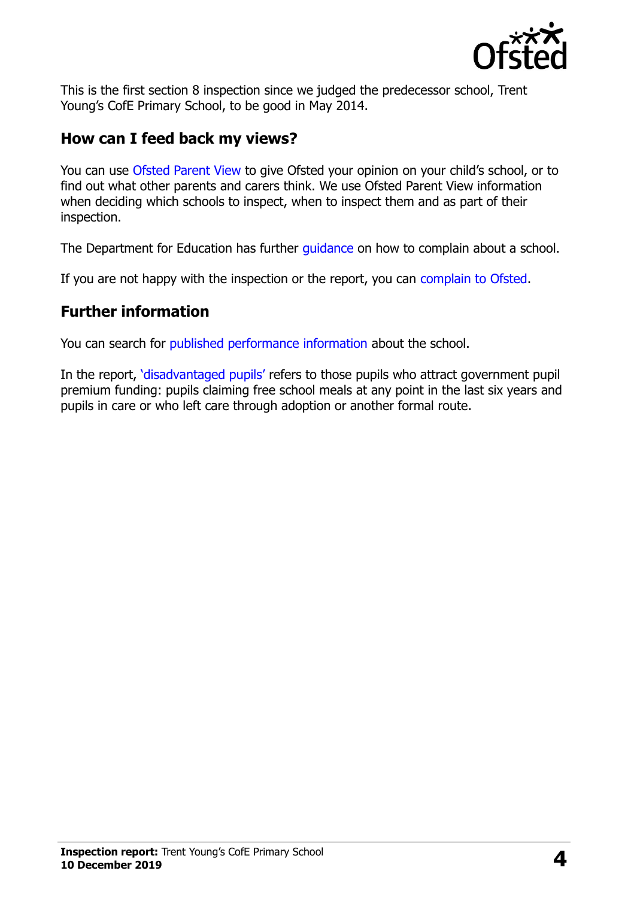This is the first section 8 inspection since we judged the predecessor school, Trent Young's CofE Primary School, to be good in May 2014.

## How can I feed back my views?

You can use Ofsted Parent View to give Ofsted your opinion on your child's school, or to find out what other parents and carers think. We use Ofsted Parent View information when deciding which schools to inspect, when to inspect them and as part of their inspection.

The Department for Education has further guidance on how to complain about a school.

If you are not happy with the inspection or the report, you can complain to Ofsted.

## Further information

You can search for published performance information about the school.

In the report, 'disadvantaged pupils' refers to those pupils who attract government pupil premium funding: pupils claiming free school meals at any point in the last six years and pupils in care or who left care through adoption or another formal route.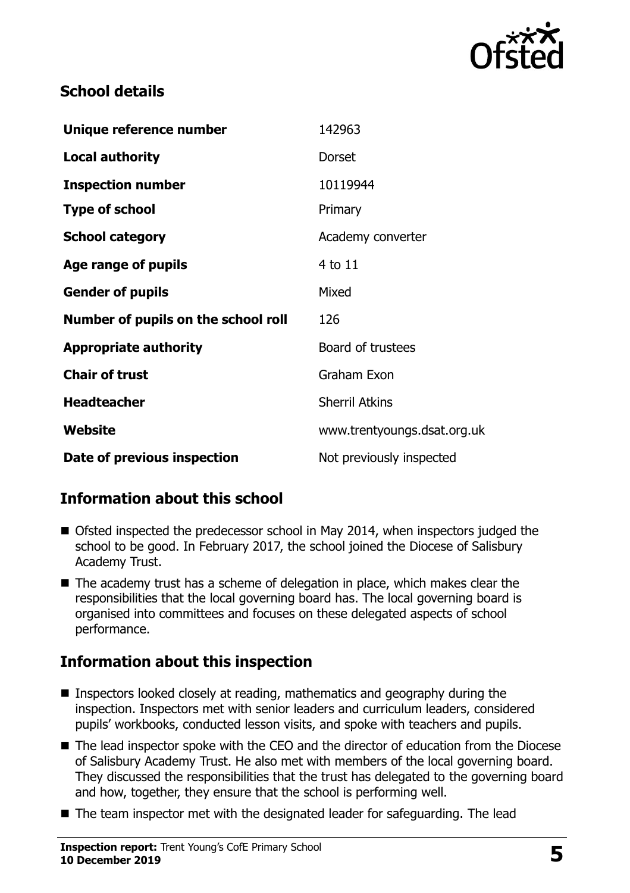## School details

| | |
|---|---|
| **Unique reference number** | 142963 |
| **Local authority** | Dorset |
| **Inspection number** | 10119944 |
| **Type of school** | Primary |
| **School category** | Academy converter |
| **Age range of pupils** | 4 to 11 |
| **Gender of pupils** | Mixed |
| **Number of pupils on the school roll** | 126 |
| **Appropriate authority** | Board of trustees |
| **Chair of trust** | Graham Exon |
| **Headteacher** | Sherril Atkins |
| **Website** | www.trentyoungs.dsat.org.uk |
| **Date of previous inspection** | Not previously inspected |

## Information about this school

- Ofsted inspected the predecessor school in May 2014, when inspectors judged the school to be good. In February 2017, the school joined the Diocese of Salisbury Academy Trust.
- The academy trust has a scheme of delegation in place, which makes clear the responsibilities that the local governing board has. The local governing board is organised into committees and focuses on these delegated aspects of school performance.

## Information about this inspection

- Inspectors looked closely at reading, mathematics and geography during the inspection. Inspectors met with senior leaders and curriculum leaders, considered pupils' workbooks, conducted lesson visits, and spoke with teachers and pupils.
- The lead inspector spoke with the CEO and the director of education from the Diocese of Salisbury Academy Trust. He also met with members of the local governing board. They discussed the responsibilities that the trust has delegated to the governing board and how, together, they ensure that the school is performing well.
- The team inspector met with the designated leader for safeguarding. The lead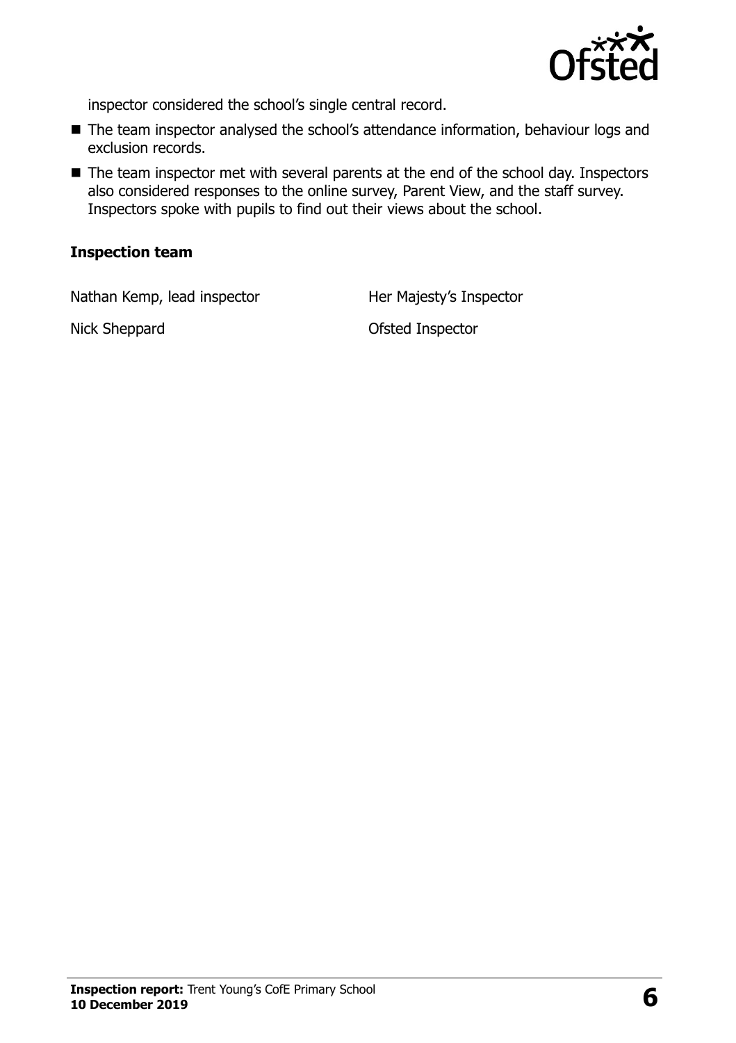inspector considered the school's single central record.

- The team inspector analysed the school's attendance information, behaviour logs and exclusion records.
- The team inspector met with several parents at the end of the school day. Inspectors also considered responses to the online survey, Parent View, and the staff survey. Inspectors spoke with pupils to find out their views about the school.

### Inspection team

| | |
|---|---|
| Nathan Kemp, lead inspector | Her Majesty's Inspector |
| Nick Sheppard | Ofsted Inspector |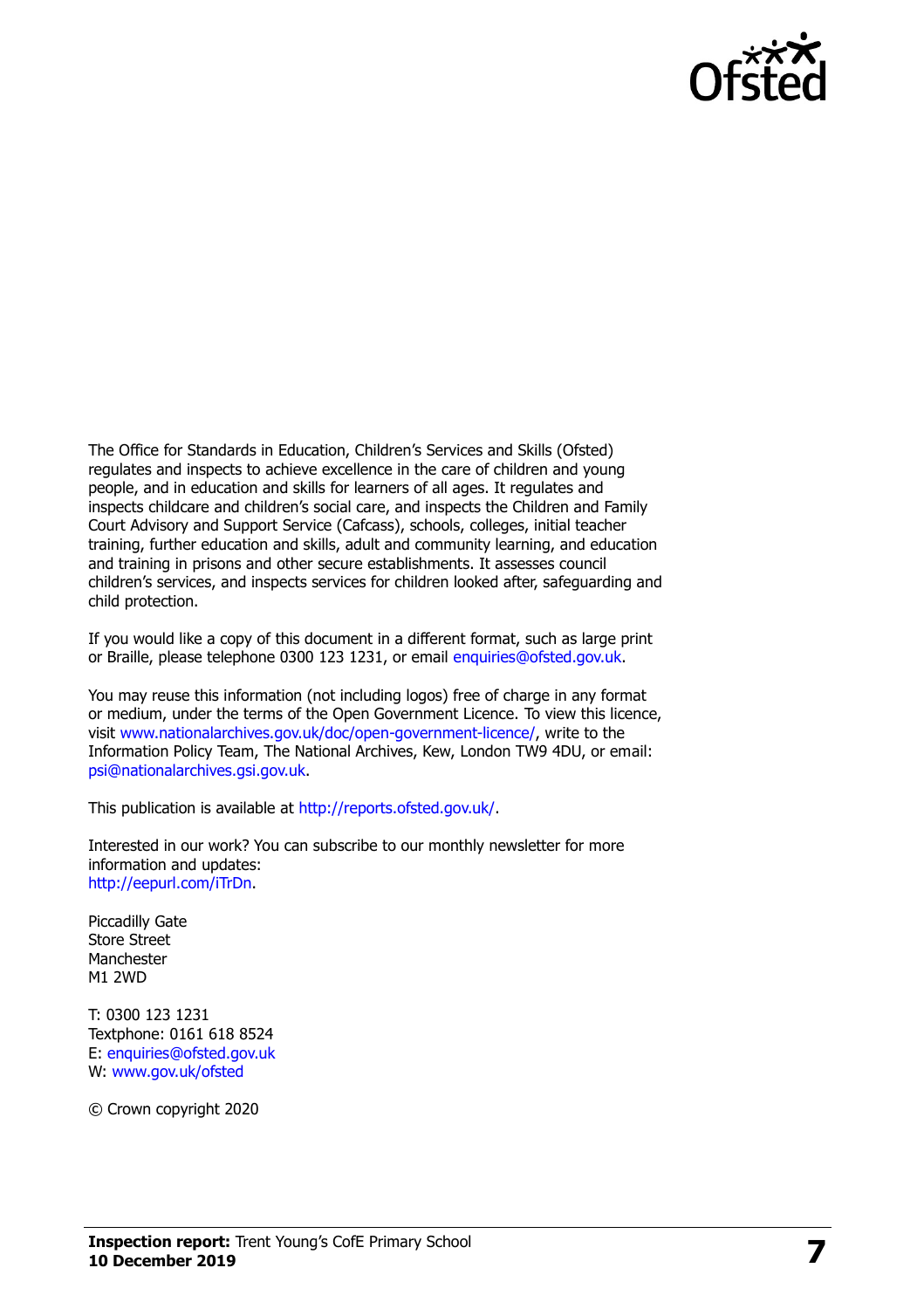The Office for Standards in Education, Children's Services and Skills (Ofsted) regulates and inspects to achieve excellence in the care of children and young people, and in education and skills for learners of all ages. It regulates and inspects childcare and children's social care, and inspects the Children and Family Court Advisory and Support Service (Cafcass), schools, colleges, initial teacher training, further education and skills, adult and community learning, and education and training in prisons and other secure establishments. It assesses council children's services, and inspects services for children looked after, safeguarding and child protection.

If you would like a copy of this document in a different format, such as large print or Braille, please telephone 0300 123 1231, or email enquiries@ofsted.gov.uk.

You may reuse this information (not including logos) free of charge in any format or medium, under the terms of the Open Government Licence. To view this licence, visit www.nationalarchives.gov.uk/doc/open-government-licence/, write to the Information Policy Team, The National Archives, Kew, London TW9 4DU, or email: psi@nationalarchives.gsi.gov.uk.

This publication is available at http://reports.ofsted.gov.uk/.

Interested in our work? You can subscribe to our monthly newsletter for more information and updates:
http://eepurl.com/iTrDn.

Piccadilly Gate
Store Street
Manchester
M1 2WD

T: 0300 123 1231
Textphone: 0161 618 8524
E: enquiries@ofsted.gov.uk
W: www.gov.uk/ofsted

© Crown copyright 2020